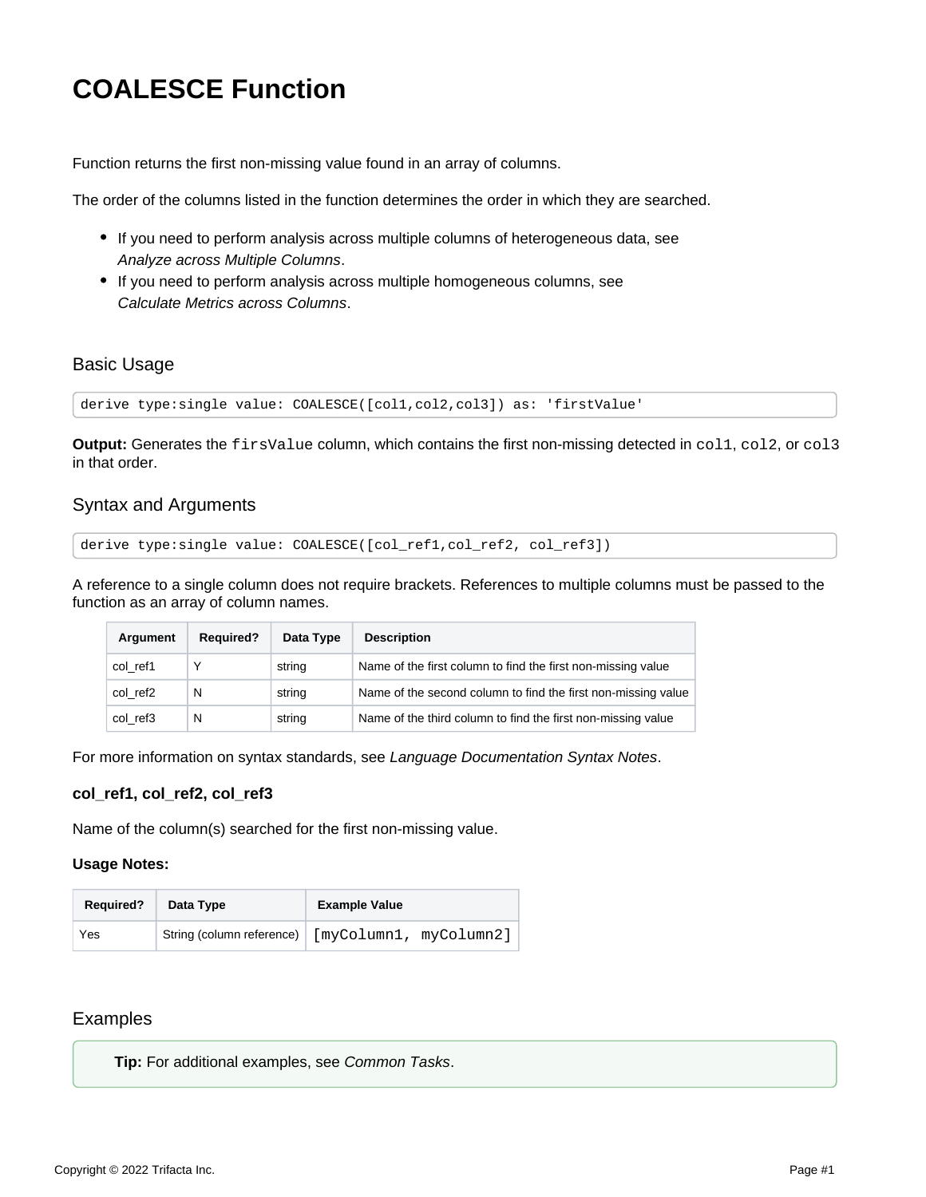# COALESCE Function

Function returns the first non-missing value found in an array of columns.

The order of the columns listed in the function determines the order in which they are searched.

- If you need to perform analysis across multiple columns of heterogeneous data, see *Analyze across Multiple Columns*.
- If you need to perform analysis across multiple homogeneous columns, see *Calculate Metrics across Columns*.

## Basic Usage

```
derive type:single value: COALESCE([col1,col2,col3]) as: 'firstValue'
```

**Output:** Generates the `firsValue` column, which contains the first non-missing detected in `col1`, `col2`, or `col3` in that order.

## Syntax and Arguments

```
derive type:single value: COALESCE([col_ref1,col_ref2, col_ref3])
```

A reference to a single column does not require brackets. References to multiple columns must be passed to the function as an array of column names.

| Argument | Required? | Data Type | Description |
| --- | --- | --- | --- |
| col_ref1 | Y | string | Name of the first column to find the first non-missing value |
| col_ref2 | N | string | Name of the second column to find the first non-missing value |
| col_ref3 | N | string | Name of the third column to find the first non-missing value |

For more information on syntax standards, see *Language Documentation Syntax Notes*.

### col_ref1, col_ref2, col_ref3

Name of the column(s) searched for the first non-missing value.

**Usage Notes:**

| Required? | Data Type | Example Value |
| --- | --- | --- |
| Yes | String (column reference) | `[myColumn1, myColumn2]` |

## Examples

**Tip:** For additional examples, see *Common Tasks*.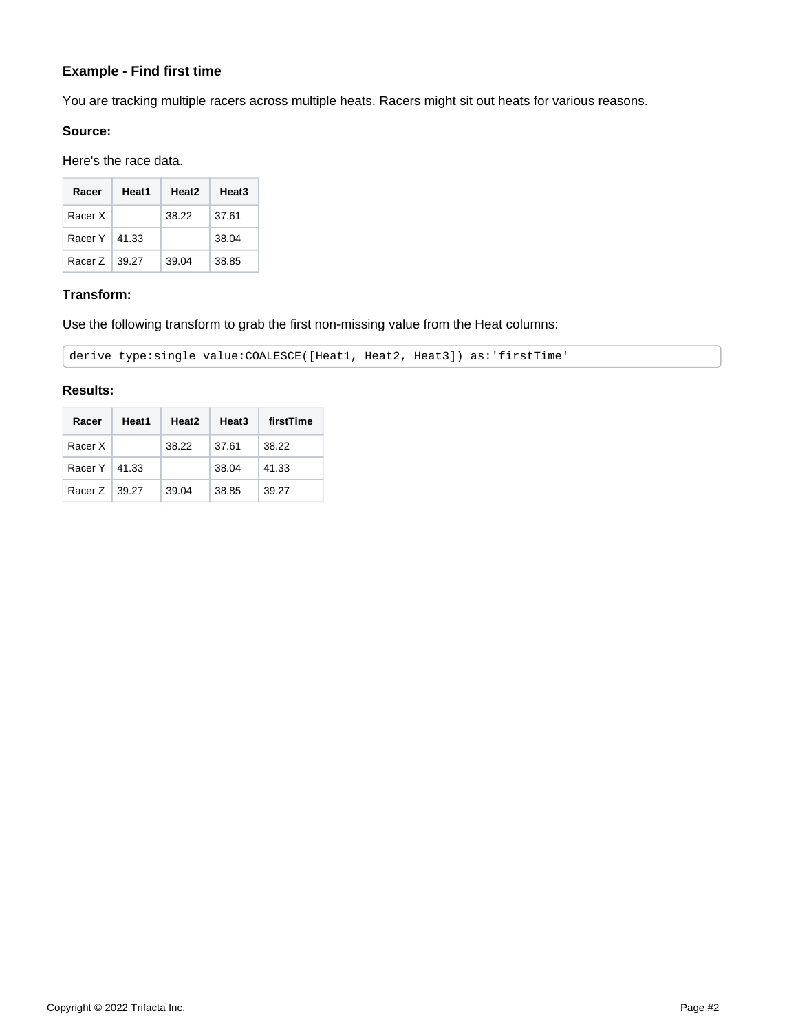### Example - Find first time

You are tracking multiple racers across multiple heats. Racers might sit out heats for various reasons.

**Source:**

Here's the race data.

| Racer | Heat1 | Heat2 | Heat3 |
|---|---|---|---|
| Racer X | | 38.22 | 37.61 |
| Racer Y | 41.33 | | 38.04 |
| Racer Z | 39.27 | 39.04 | 38.85 |

**Transform:**

Use the following transform to grab the first non-missing value from the Heat columns:

```
derive type:single value:COALESCE([Heat1, Heat2, Heat3]) as:'firstTime'
```

**Results:**

| Racer | Heat1 | Heat2 | Heat3 | firstTime |
|---|---|---|---|---|
| Racer X | | 38.22 | 37.61 | 38.22 |
| Racer Y | 41.33 | | 38.04 | 41.33 |
| Racer Z | 39.27 | 39.04 | 38.85 | 39.27 |